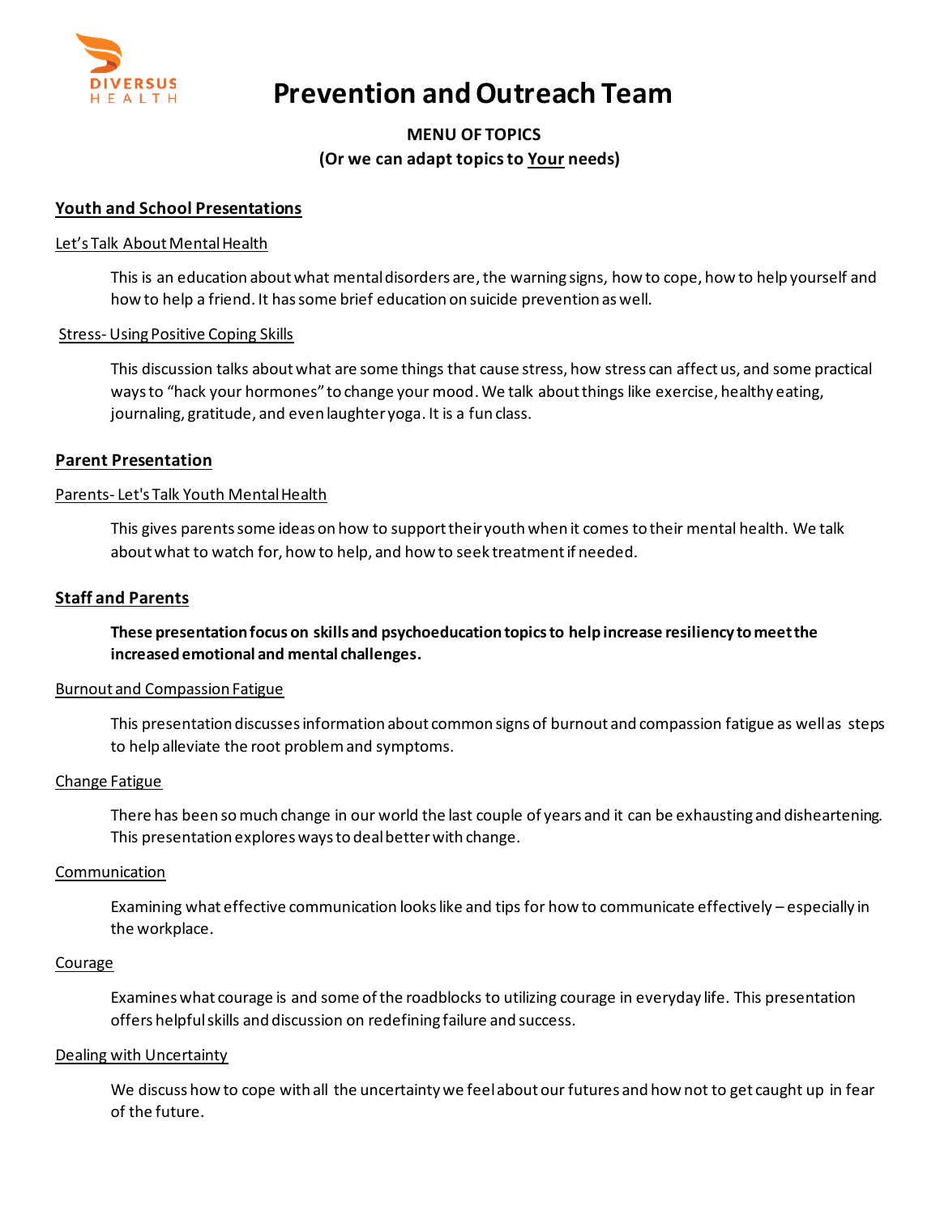DIVERSUS HEALTH

# Prevention and Outreach Team

**MENU OF TOPICS**
**(Or we can adapt topics to Your needs)**

## Youth and School Presentations

### Let's Talk About Mental Health

This is an education about what mental disorders are, the warning signs, how to cope, how to help yourself and how to help a friend. It has some brief education on suicide prevention as well.

### Stress- Using Positive Coping Skills

This discussion talks about what are some things that cause stress, how stress can affect us, and some practical ways to "hack your hormones" to change your mood. We talk about things like exercise, healthy eating, journaling, gratitude, and even laughter yoga. It is a fun class.

## Parent Presentation

### Parents- Let's Talk Youth Mental Health

This gives parents some ideas on how to support their youth when it comes to their mental health. We talk about what to watch for, how to help, and how to seek treatment if needed.

## Staff and Parents

**These presentation focus on skills and psychoeducation topics to help increase resiliency to meet the increased emotional and mental challenges.**

### Burnout and Compassion Fatigue

This presentation discusses information about common signs of burnout and compassion fatigue as well as steps to help alleviate the root problem and symptoms.

### Change Fatigue

There has been so much change in our world the last couple of years and it can be exhausting and disheartening. This presentation explores ways to deal better with change.

### Communication

Examining what effective communication looks like and tips for how to communicate effectively – especially in the workplace.

### Courage

Examines what courage is and some of the roadblocks to utilizing courage in everyday life. This presentation offers helpful skills and discussion on redefining failure and success.

### Dealing with Uncertainty

We discuss how to cope with all the uncertainty we feel about our futures and how not to get caught up in fear of the future.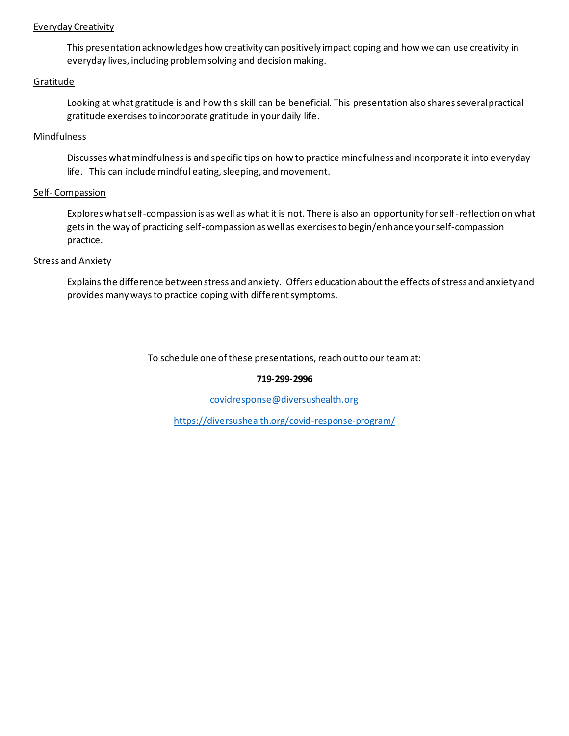Everyday Creativity

This presentation acknowledges how creativity can positively impact coping and how we can use creativity in everyday lives, including problem solving and decision making.

Gratitude

Looking at what gratitude is and how this skill can be beneficial. This presentation also shares several practical gratitude exercises to incorporate gratitude in your daily life.

Mindfulness

Discusses what mindfulness is and specific tips on how to practice mindfulness and incorporate it into everyday life. This can include mindful eating, sleeping, and movement.

Self- Compassion

Explores what self-compassion is as well as what it is not. There is also an opportunity for self-reflection on what gets in the way of practicing self-compassion as well as exercises to begin/enhance your self-compassion practice.

Stress and Anxiety

Explains the difference between stress and anxiety. Offers education about the effects of stress and anxiety and provides many ways to practice coping with different symptoms.

To schedule one of these presentations, reach out to our team at:

**719-299-2996**

covidresponse@diversushealth.org

https://diversushealth.org/covid-response-program/